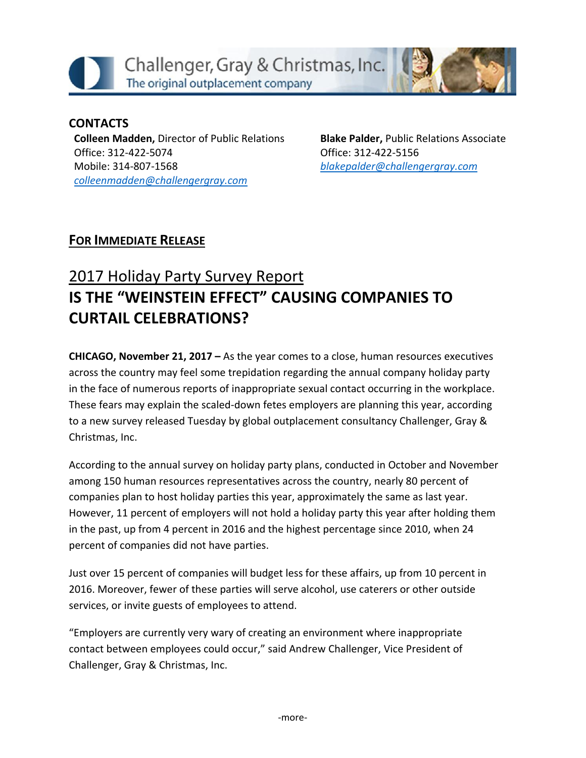Challenger, Gray & Christmas, Inc.
The original outplacement company

**CONTACTS**

**Colleen Madden,** Director of Public Relations
Office: 312-422-5074
Mobile: 314-807-1568
*colleenmadden@challengergray.com*

**Blake Palder,** Public Relations Associate
Office: 312-422-5156
*blakepalder@challengergray.com*

**FOR IMMEDIATE RELEASE**

## 2017 Holiday Party Survey Report
# IS THE "WEINSTEIN EFFECT" CAUSING COMPANIES TO CURTAIL CELEBRATIONS?

**CHICAGO, November 21, 2017 –** As the year comes to a close, human resources executives across the country may feel some trepidation regarding the annual company holiday party in the face of numerous reports of inappropriate sexual contact occurring in the workplace. These fears may explain the scaled-down fetes employers are planning this year, according to a new survey released Tuesday by global outplacement consultancy Challenger, Gray & Christmas, Inc.

According to the annual survey on holiday party plans, conducted in October and November among 150 human resources representatives across the country, nearly 80 percent of companies plan to host holiday parties this year, approximately the same as last year. However, 11 percent of employers will not hold a holiday party this year after holding them in the past, up from 4 percent in 2016 and the highest percentage since 2010, when 24 percent of companies did not have parties.

Just over 15 percent of companies will budget less for these affairs, up from 10 percent in 2016. Moreover, fewer of these parties will serve alcohol, use caterers or other outside services, or invite guests of employees to attend.

"Employers are currently very wary of creating an environment where inappropriate contact between employees could occur," said Andrew Challenger, Vice President of Challenger, Gray & Christmas, Inc.

-more-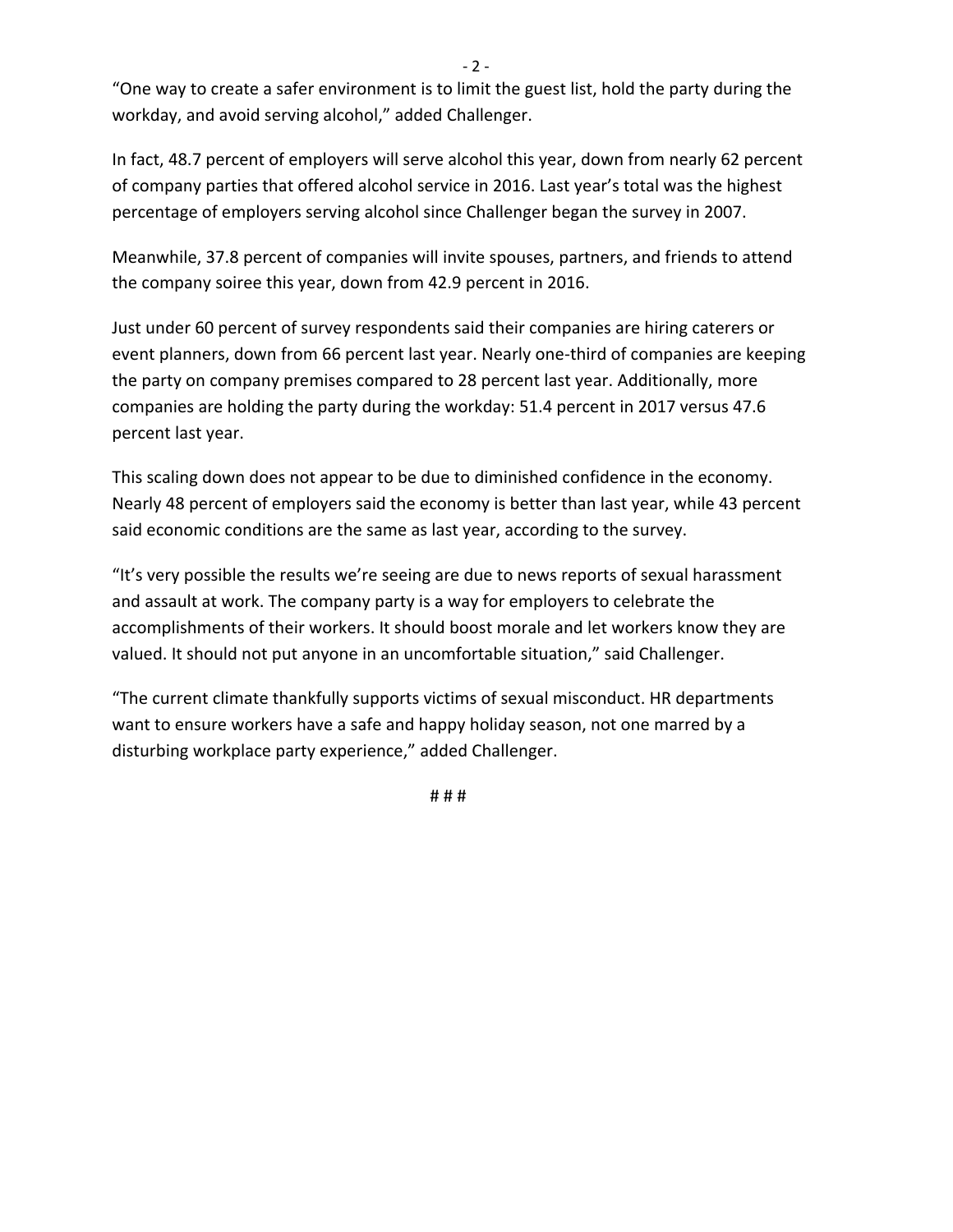"One way to create a safer environment is to limit the guest list, hold the party during the workday, and avoid serving alcohol," added Challenger.

In fact, 48.7 percent of employers will serve alcohol this year, down from nearly 62 percent of company parties that offered alcohol service in 2016. Last year's total was the highest percentage of employers serving alcohol since Challenger began the survey in 2007.

Meanwhile, 37.8 percent of companies will invite spouses, partners, and friends to attend the company soiree this year, down from 42.9 percent in 2016.

Just under 60 percent of survey respondents said their companies are hiring caterers or event planners, down from 66 percent last year. Nearly one-third of companies are keeping the party on company premises compared to 28 percent last year. Additionally, more companies are holding the party during the workday: 51.4 percent in 2017 versus 47.6 percent last year.

This scaling down does not appear to be due to diminished confidence in the economy. Nearly 48 percent of employers said the economy is better than last year, while 43 percent said economic conditions are the same as last year, according to the survey.

"It's very possible the results we're seeing are due to news reports of sexual harassment and assault at work. The company party is a way for employers to celebrate the accomplishments of their workers. It should boost morale and let workers know they are valued. It should not put anyone in an uncomfortable situation," said Challenger.

"The current climate thankfully supports victims of sexual misconduct. HR departments want to ensure workers have a safe and happy holiday season, not one marred by a disturbing workplace party experience," added Challenger.

# # #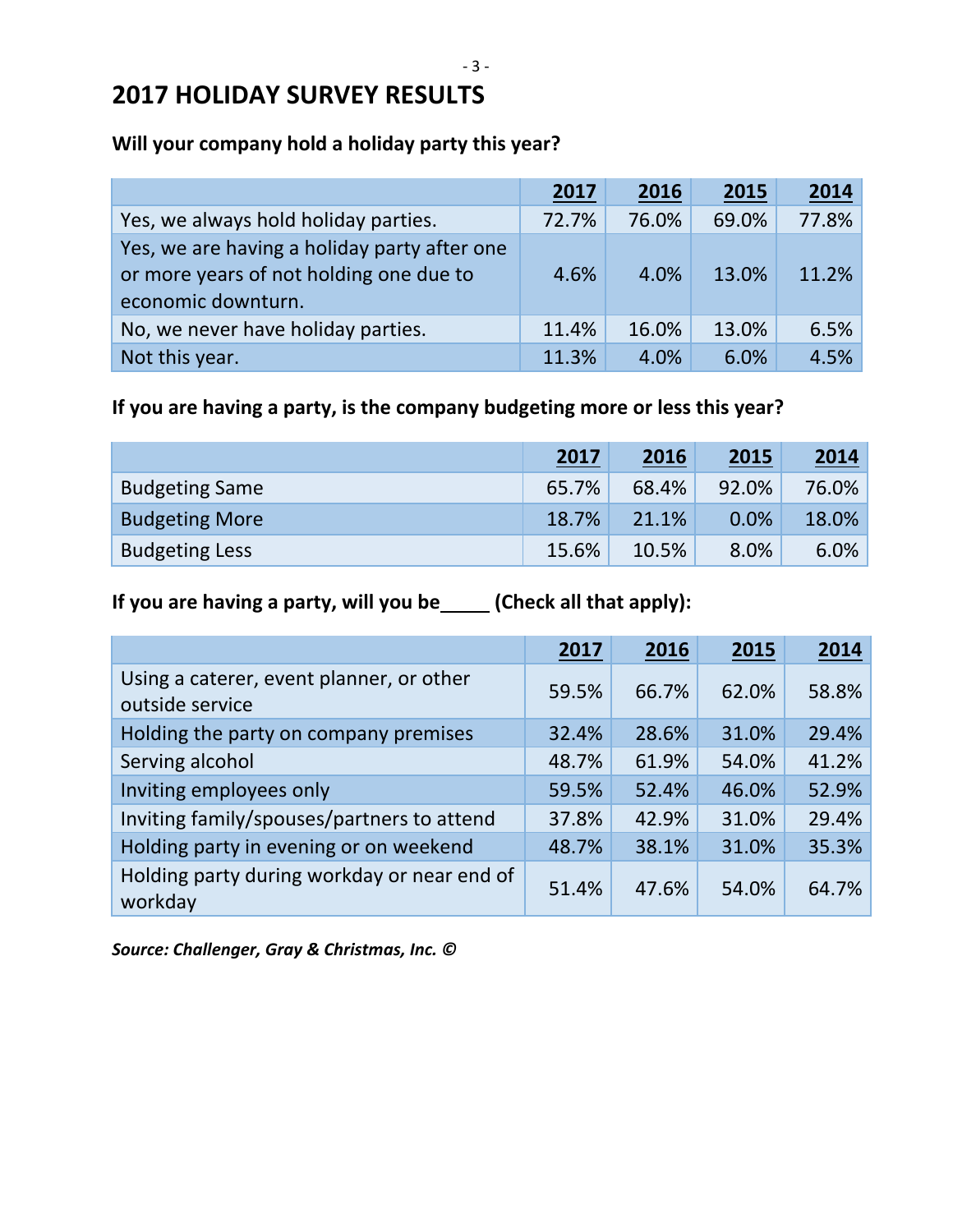# 2017 HOLIDAY SURVEY RESULTS

**Will your company hold a holiday party this year?**

| | 2017 | 2016 | 2015 | 2014 |
|---|---|---|---|---|
| Yes, we always hold holiday parties. | 72.7% | 76.0% | 69.0% | 77.8% |
| Yes, we are having a holiday party after one or more years of not holding one due to economic downturn. | 4.6% | 4.0% | 13.0% | 11.2% |
| No, we never have holiday parties. | 11.4% | 16.0% | 13.0% | 6.5% |
| Not this year. | 11.3% | 4.0% | 6.0% | 4.5% |

**If you are having a party, is the company budgeting more or less this year?**

| | 2017 | 2016 | 2015 | 2014 |
|---|---|---|---|---|
| Budgeting Same | 65.7% | 68.4% | 92.0% | 76.0% |
| Budgeting More | 18.7% | 21.1% | 0.0% | 18.0% |
| Budgeting Less | 15.6% | 10.5% | 8.0% | 6.0% |

**If you are having a party, will you be_____ (Check all that apply):**

| | 2017 | 2016 | 2015 | 2014 |
|---|---|---|---|---|
| Using a caterer, event planner, or other outside service | 59.5% | 66.7% | 62.0% | 58.8% |
| Holding the party on company premises | 32.4% | 28.6% | 31.0% | 29.4% |
| Serving alcohol | 48.7% | 61.9% | 54.0% | 41.2% |
| Inviting employees only | 59.5% | 52.4% | 46.0% | 52.9% |
| Inviting family/spouses/partners to attend | 37.8% | 42.9% | 31.0% | 29.4% |
| Holding party in evening or on weekend | 48.7% | 38.1% | 31.0% | 35.3% |
| Holding party during workday or near end of workday | 51.4% | 47.6% | 54.0% | 64.7% |

***Source: Challenger, Gray & Christmas, Inc. ©***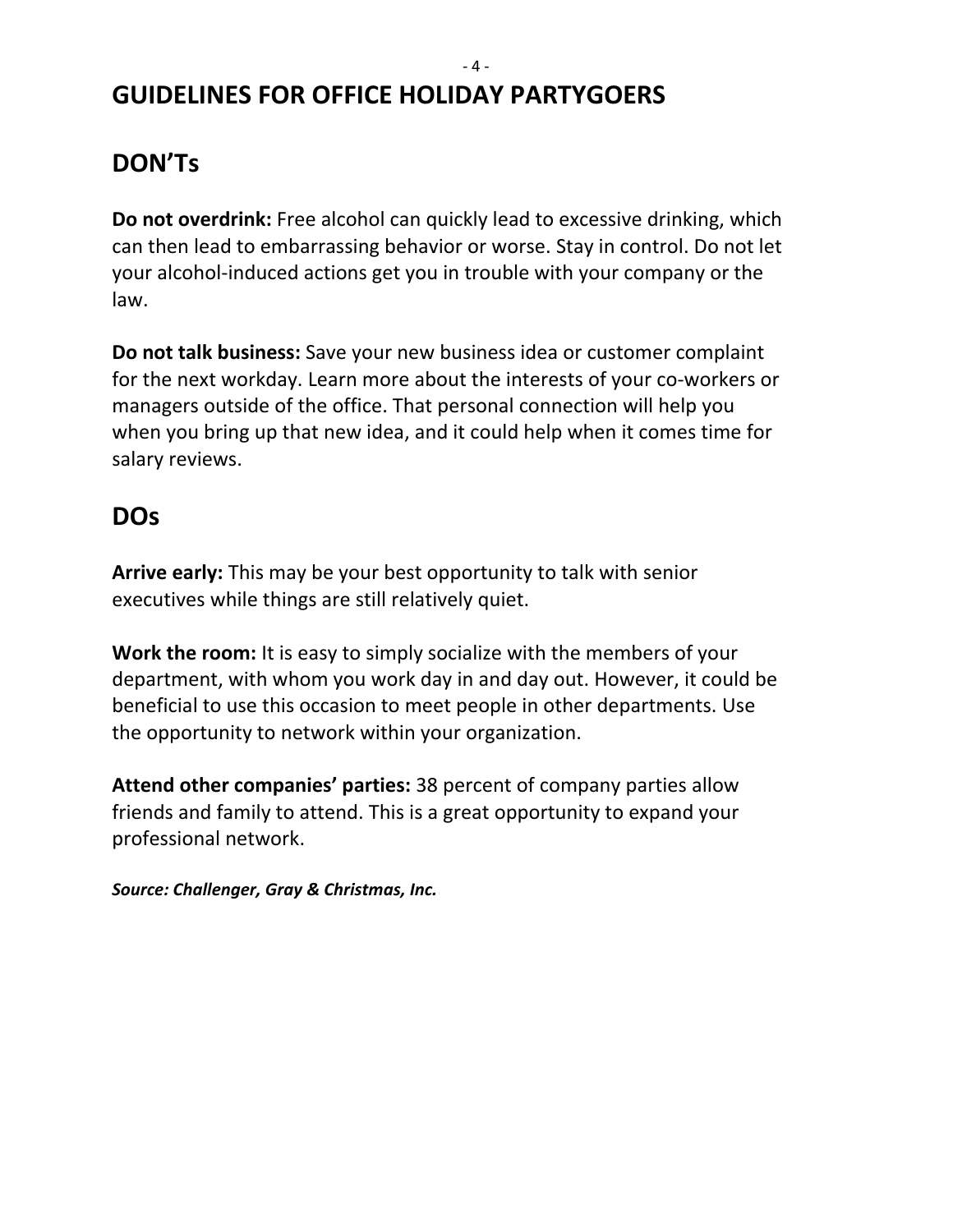# GUIDELINES FOR OFFICE HOLIDAY PARTYGOERS

## DON'Ts

**Do not overdrink:** Free alcohol can quickly lead to excessive drinking, which can then lead to embarrassing behavior or worse. Stay in control. Do not let your alcohol-induced actions get you in trouble with your company or the law.

**Do not talk business:** Save your new business idea or customer complaint for the next workday. Learn more about the interests of your co-workers or managers outside of the office. That personal connection will help you when you bring up that new idea, and it could help when it comes time for salary reviews.

## DOs

**Arrive early:** This may be your best opportunity to talk with senior executives while things are still relatively quiet.

**Work the room:** It is easy to simply socialize with the members of your department, with whom you work day in and day out. However, it could be beneficial to use this occasion to meet people in other departments. Use the opportunity to network within your organization.

**Attend other companies' parties:** 38 percent of company parties allow friends and family to attend. This is a great opportunity to expand your professional network.

***Source: Challenger, Gray & Christmas, Inc.***